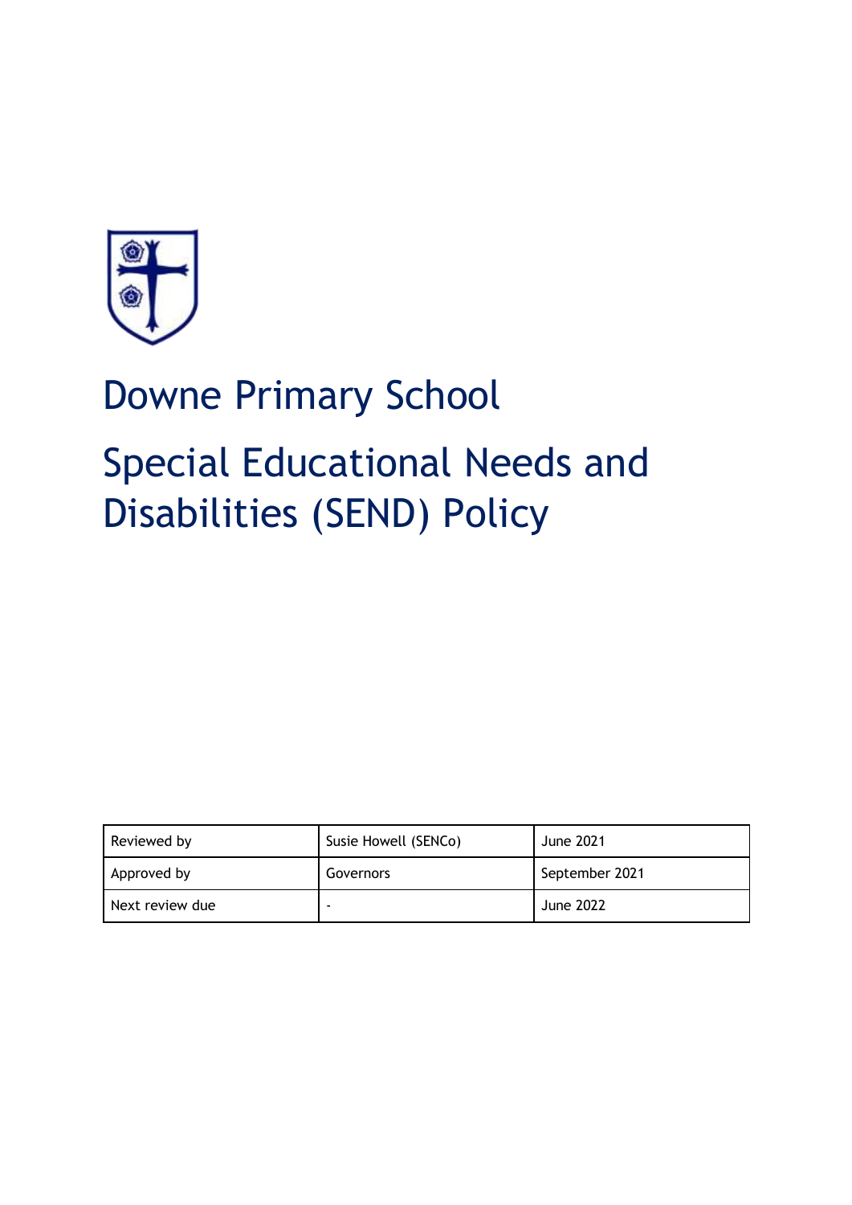# Downne Primary School

# Special Educational Needs and Disabilities (SEND) Policy

| Reviewed by | Susie Howell (SENCo) | June 2021 |
| --- | --- | --- |
| Approved by | Governors | September 2021 |
| Next review due | - | June 2022 |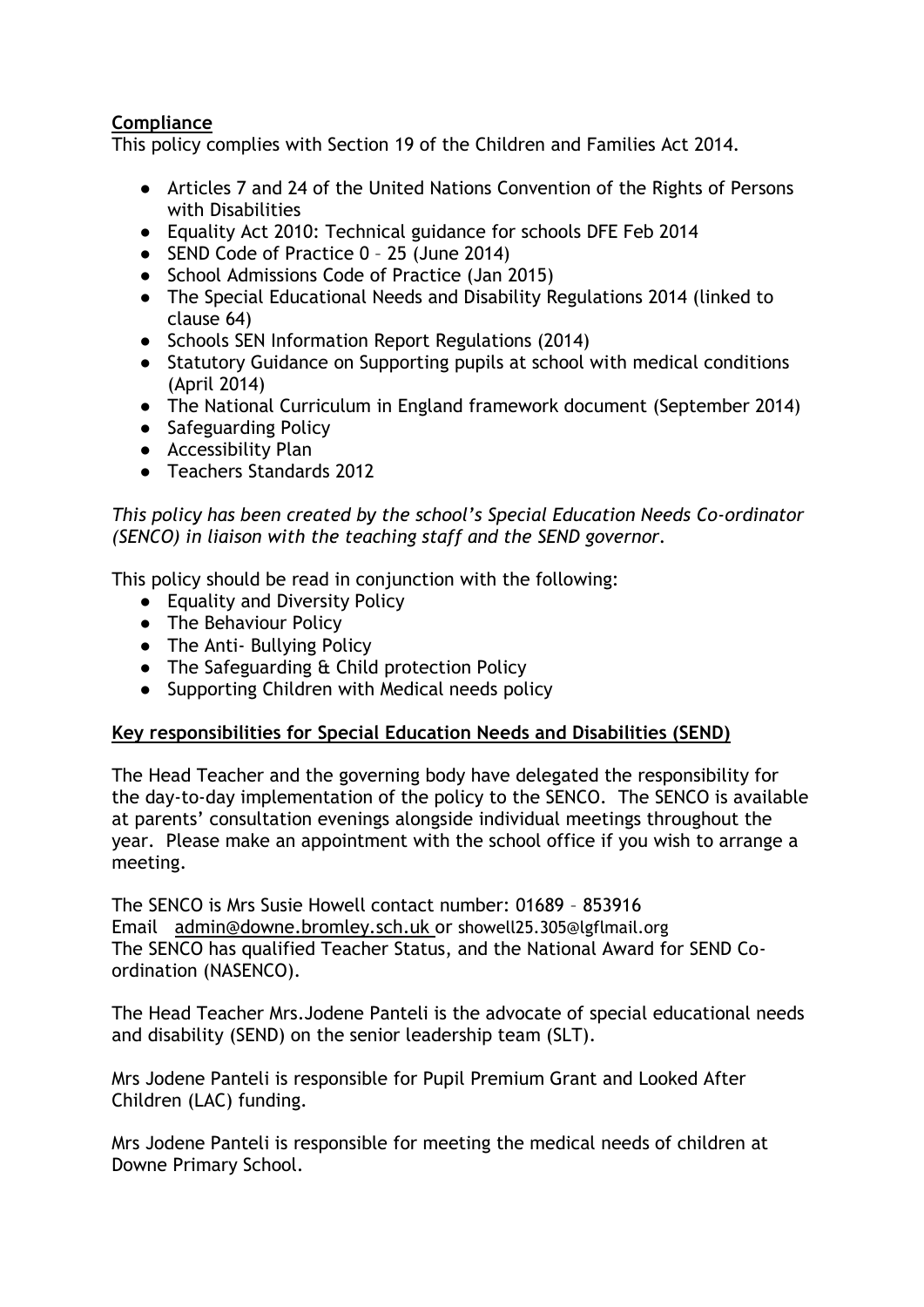**Compliance**

This policy complies with Section 19 of the Children and Families Act 2014.

- Articles 7 and 24 of the United Nations Convention of the Rights of Persons with Disabilities
- Equality Act 2010: Technical guidance for schools DFE Feb 2014
- SEND Code of Practice 0 – 25 (June 2014)
- School Admissions Code of Practice (Jan 2015)
- The Special Educational Needs and Disability Regulations 2014 (linked to clause 64)
- Schools SEN Information Report Regulations (2014)
- Statutory Guidance on Supporting pupils at school with medical conditions (April 2014)
- The National Curriculum in England framework document (September 2014)
- Safeguarding Policy
- Accessibility Plan
- Teachers Standards 2012

*This policy has been created by the school's Special Education Needs Co-ordinator (SENCO) in liaison with the teaching staff and the SEND governor.*

This policy should be read in conjunction with the following:

- Equality and Diversity Policy
- The Behaviour Policy
- The Anti- Bullying Policy
- The Safeguarding & Child protection Policy
- Supporting Children with Medical needs policy

**Key responsibilities for Special Education Needs and Disabilities (SEND)**

The Head Teacher and the governing body have delegated the responsibility for the day-to-day implementation of the policy to the SENCO. The SENCO is available at parents' consultation evenings alongside individual meetings throughout the year. Please make an appointment with the school office if you wish to arrange a meeting.

The SENCO is Mrs Susie Howell contact number: 01689 – 853916
Email admin@downe.bromley.sch.uk or showell25.305@lgflmail.org
The SENCO has qualified Teacher Status, and the National Award for SEND Co-ordination (NASENCO).

The Head Teacher Mrs.Jodene Panteli is the advocate of special educational needs and disability (SEND) on the senior leadership team (SLT).

Mrs Jodene Panteli is responsible for Pupil Premium Grant and Looked After Children (LAC) funding.

Mrs Jodene Panteli is responsible for meeting the medical needs of children at Downe Primary School.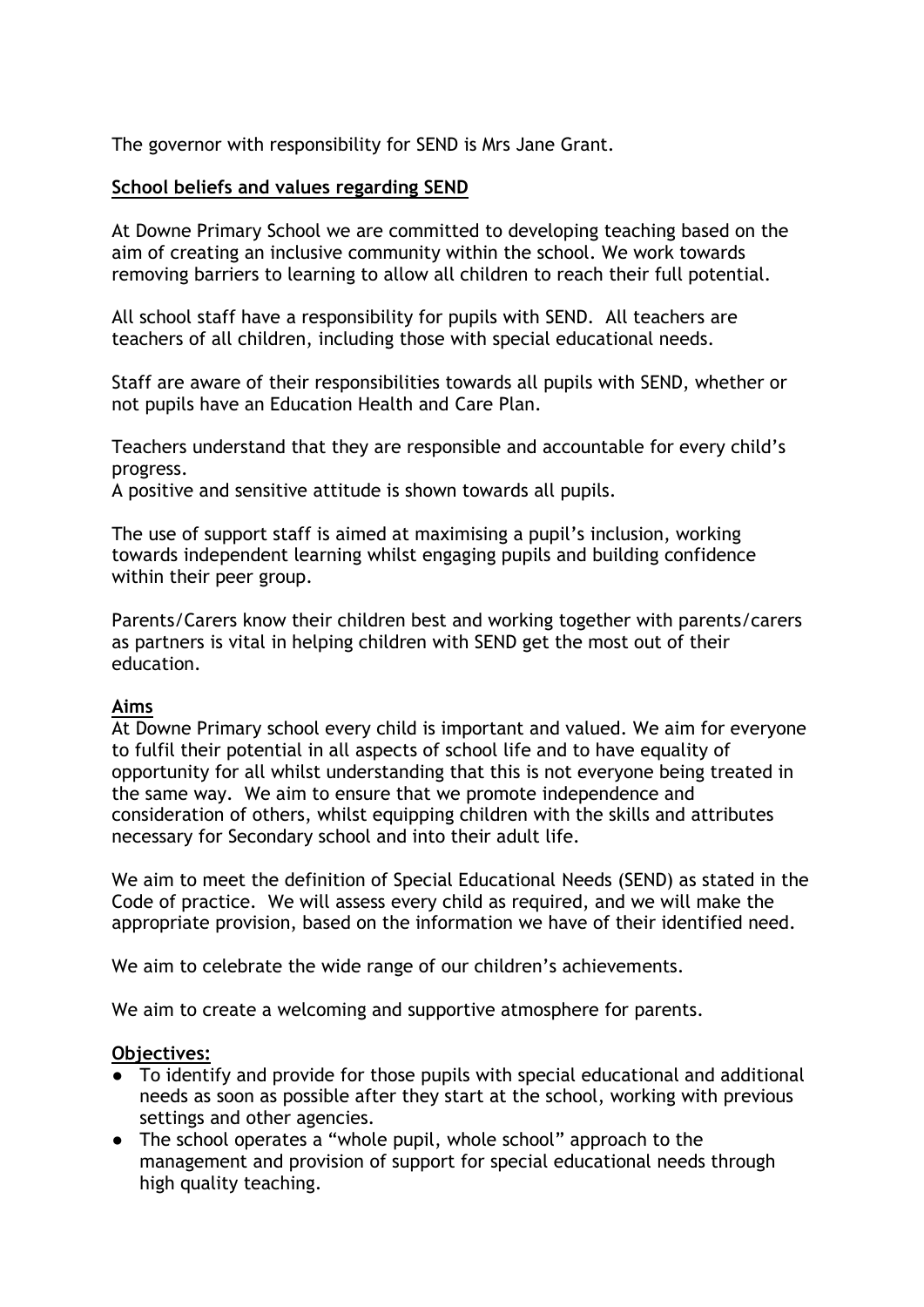The governor with responsibility for SEND is Mrs Jane Grant.

## School beliefs and values regarding SEND

At Downe Primary School we are committed to developing teaching based on the aim of creating an inclusive community within the school. We work towards removing barriers to learning to allow all children to reach their full potential.

All school staff have a responsibility for pupils with SEND. All teachers are teachers of all children, including those with special educational needs.

Staff are aware of their responsibilities towards all pupils with SEND, whether or not pupils have an Education Health and Care Plan.

Teachers understand that they are responsible and accountable for every child's progress.
A positive and sensitive attitude is shown towards all pupils.

The use of support staff is aimed at maximising a pupil's inclusion, working towards independent learning whilst engaging pupils and building confidence within their peer group.

Parents/Carers know their children best and working together with parents/carers as partners is vital in helping children with SEND get the most out of their education.

## Aims

At Downe Primary school every child is important and valued. We aim for everyone to fulfil their potential in all aspects of school life and to have equality of opportunity for all whilst understanding that this is not everyone being treated in the same way. We aim to ensure that we promote independence and consideration of others, whilst equipping children with the skills and attributes necessary for Secondary school and into their adult life.

We aim to meet the definition of Special Educational Needs (SEND) as stated in the Code of practice. We will assess every child as required, and we will make the appropriate provision, based on the information we have of their identified need.

We aim to celebrate the wide range of our children's achievements.

We aim to create a welcoming and supportive atmosphere for parents.

## Objectives:

- To identify and provide for those pupils with special educational and additional needs as soon as possible after they start at the school, working with previous settings and other agencies.
- The school operates a "whole pupil, whole school" approach to the management and provision of support for special educational needs through high quality teaching.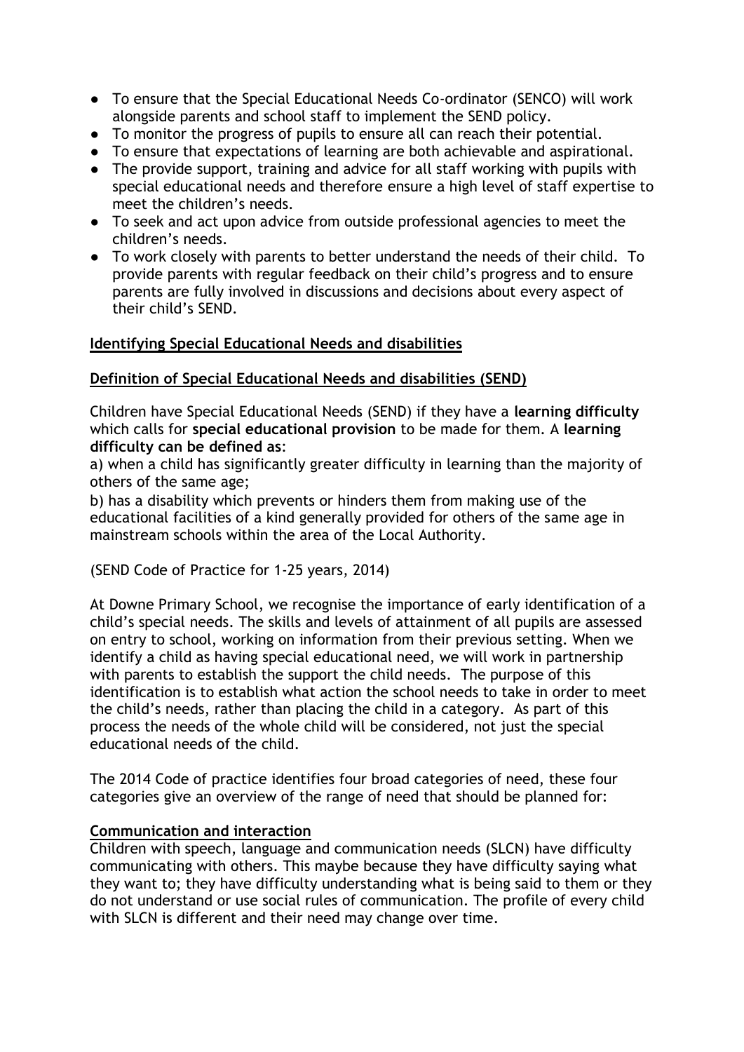- To ensure that the Special Educational Needs Co-ordinator (SENCO) will work alongside parents and school staff to implement the SEND policy.
- To monitor the progress of pupils to ensure all can reach their potential.
- To ensure that expectations of learning are both achievable and aspirational.
- The provide support, training and advice for all staff working with pupils with special educational needs and therefore ensure a high level of staff expertise to meet the children's needs.
- To seek and act upon advice from outside professional agencies to meet the children's needs.
- To work closely with parents to better understand the needs of their child. To provide parents with regular feedback on their child's progress and to ensure parents are fully involved in discussions and decisions about every aspect of their child's SEND.

## Identifying Special Educational Needs and disabilities

### Definition of Special Educational Needs and disabilities (SEND)

Children have Special Educational Needs (SEND) if they have a **learning difficulty** which calls for **special educational provision** to be made for them. A **learning difficulty can be defined as**:

a) when a child has significantly greater difficulty in learning than the majority of others of the same age;

b) has a disability which prevents or hinders them from making use of the educational facilities of a kind generally provided for others of the same age in mainstream schools within the area of the Local Authority.

(SEND Code of Practice for 1-25 years, 2014)

At Downe Primary School, we recognise the importance of early identification of a child's special needs. The skills and levels of attainment of all pupils are assessed on entry to school, working on information from their previous setting. When we identify a child as having special educational need, we will work in partnership with parents to establish the support the child needs. The purpose of this identification is to establish what action the school needs to take in order to meet the child's needs, rather than placing the child in a category. As part of this process the needs of the whole child will be considered, not just the special educational needs of the child.

The 2014 Code of practice identifies four broad categories of need, these four categories give an overview of the range of need that should be planned for:

### Communication and interaction

Children with speech, language and communication needs (SLCN) have difficulty communicating with others. This maybe because they have difficulty saying what they want to; they have difficulty understanding what is being said to them or they do not understand or use social rules of communication. The profile of every child with SLCN is different and their need may change over time.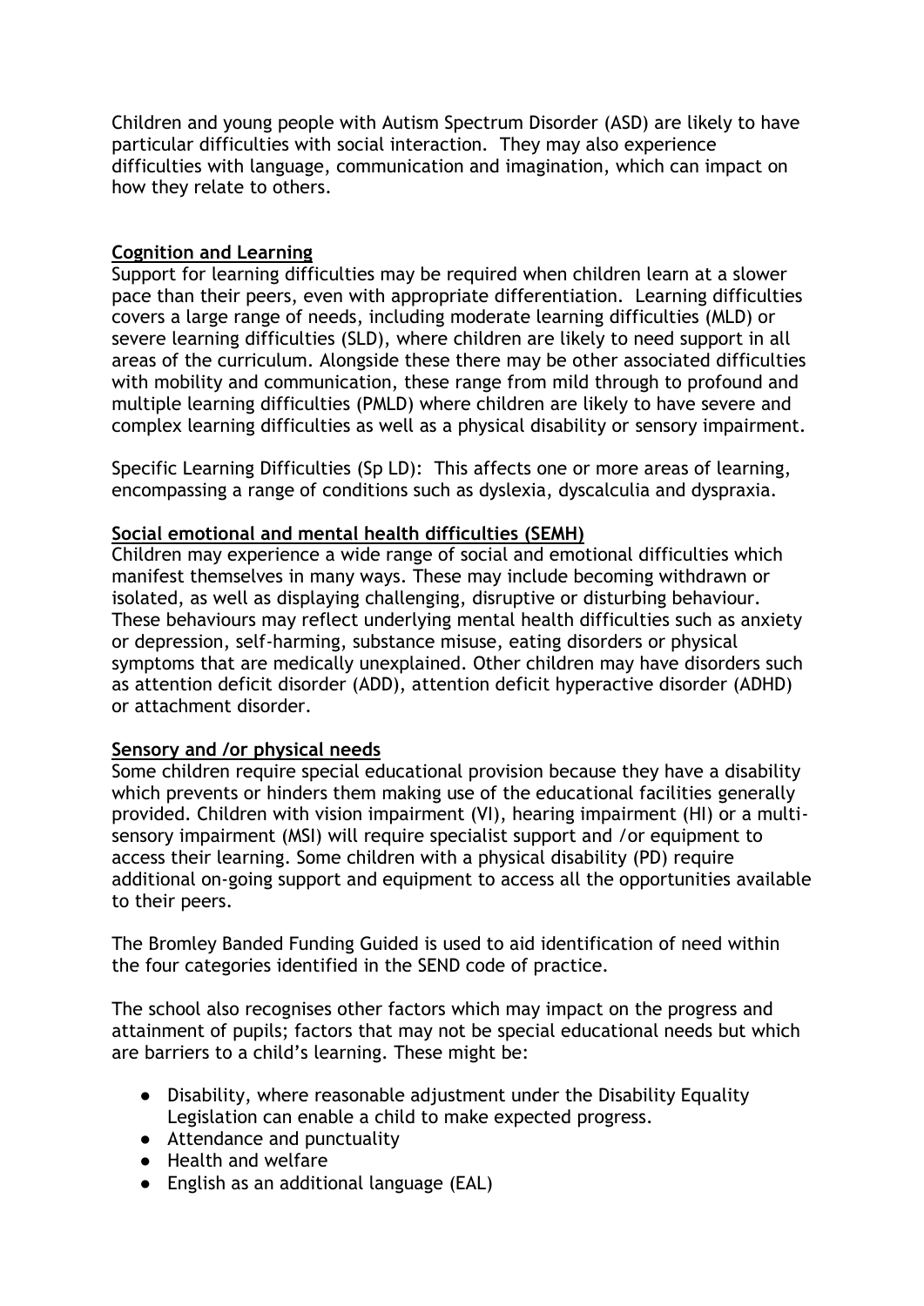Children and young people with Autism Spectrum Disorder (ASD) are likely to have particular difficulties with social interaction. They may also experience difficulties with language, communication and imagination, which can impact on how they relate to others.

**Cognition and Learning**

Support for learning difficulties may be required when children learn at a slower pace than their peers, even with appropriate differentiation. Learning difficulties covers a large range of needs, including moderate learning difficulties (MLD) or severe learning difficulties (SLD), where children are likely to need support in all areas of the curriculum. Alongside these there may be other associated difficulties with mobility and communication, these range from mild through to profound and multiple learning difficulties (PMLD) where children are likely to have severe and complex learning difficulties as well as a physical disability or sensory impairment.

Specific Learning Difficulties (Sp LD): This affects one or more areas of learning, encompassing a range of conditions such as dyslexia, dyscalculia and dyspraxia.

**Social emotional and mental health difficulties (SEMH)**

Children may experience a wide range of social and emotional difficulties which manifest themselves in many ways. These may include becoming withdrawn or isolated, as well as displaying challenging, disruptive or disturbing behaviour. These behaviours may reflect underlying mental health difficulties such as anxiety or depression, self-harming, substance misuse, eating disorders or physical symptoms that are medically unexplained. Other children may have disorders such as attention deficit disorder (ADD), attention deficit hyperactive disorder (ADHD) or attachment disorder.

**Sensory and /or physical needs**

Some children require special educational provision because they have a disability which prevents or hinders them making use of the educational facilities generally provided. Children with vision impairment (VI), hearing impairment (HI) or a multi-sensory impairment (MSI) will require specialist support and /or equipment to access their learning. Some children with a physical disability (PD) require additional on-going support and equipment to access all the opportunities available to their peers.

The Bromley Banded Funding Guided is used to aid identification of need within the four categories identified in the SEND code of practice.

The school also recognises other factors which may impact on the progress and attainment of pupils; factors that may not be special educational needs but which are barriers to a child's learning. These might be:

- Disability, where reasonable adjustment under the Disability Equality Legislation can enable a child to make expected progress.
- Attendance and punctuality
- Health and welfare
- English as an additional language (EAL)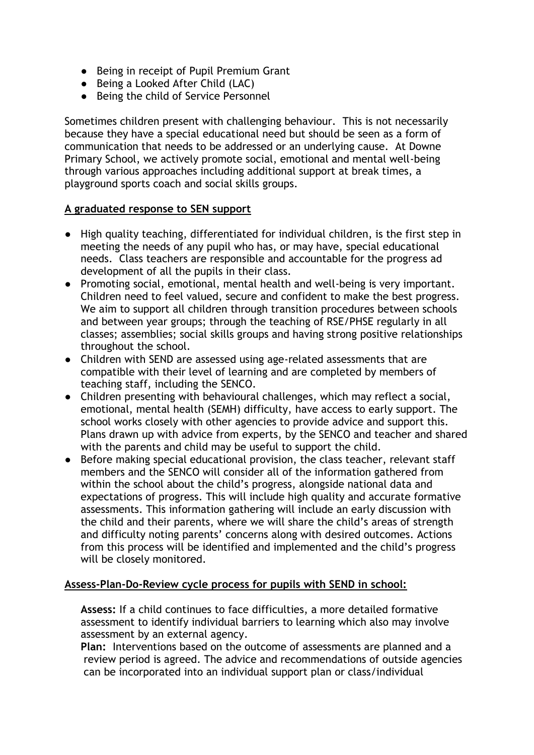- Being in receipt of Pupil Premium Grant
- Being a Looked After Child (LAC)
- Being the child of Service Personnel

Sometimes children present with challenging behaviour. This is not necessarily because they have a special educational need but should be seen as a form of communication that needs to be addressed or an underlying cause. At Downe Primary School, we actively promote social, emotional and mental well-being through various approaches including additional support at break times, a playground sports coach and social skills groups.

**A graduated response to SEN support**

- High quality teaching, differentiated for individual children, is the first step in meeting the needs of any pupil who has, or may have, special educational needs. Class teachers are responsible and accountable for the progress ad development of all the pupils in their class.
- Promoting social, emotional, mental health and well-being is very important. Children need to feel valued, secure and confident to make the best progress. We aim to support all children through transition procedures between schools and between year groups; through the teaching of RSE/PHSE regularly in all classes; assemblies; social skills groups and having strong positive relationships throughout the school.
- Children with SEND are assessed using age-related assessments that are compatible with their level of learning and are completed by members of teaching staff, including the SENCO.
- Children presenting with behavioural challenges, which may reflect a social, emotional, mental health (SEMH) difficulty, have access to early support. The school works closely with other agencies to provide advice and support this. Plans drawn up with advice from experts, by the SENCO and teacher and shared with the parents and child may be useful to support the child.
- Before making special educational provision, the class teacher, relevant staff members and the SENCO will consider all of the information gathered from within the school about the child's progress, alongside national data and expectations of progress. This will include high quality and accurate formative assessments. This information gathering will include an early discussion with the child and their parents, where we will share the child's areas of strength and difficulty noting parents' concerns along with desired outcomes. Actions from this process will be identified and implemented and the child's progress will be closely monitored.

**Assess-Plan-Do-Review cycle process for pupils with SEND in school:**

**Assess:** If a child continues to face difficulties, a more detailed formative assessment to identify individual barriers to learning which also may involve assessment by an external agency.

**Plan:** Interventions based on the outcome of assessments are planned and a review period is agreed. The advice and recommendations of outside agencies can be incorporated into an individual support plan or class/individual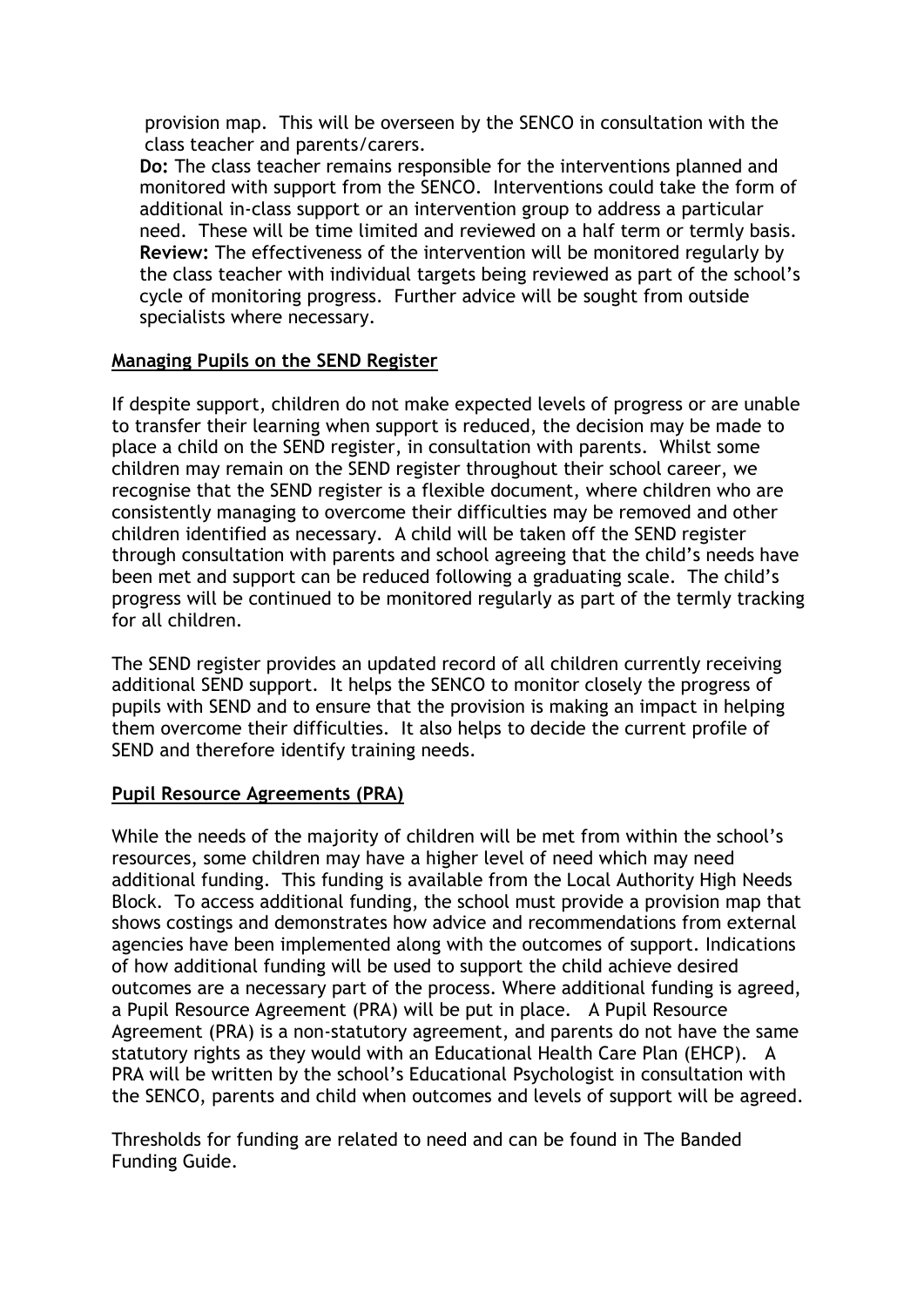provision map. This will be overseen by the SENCO in consultation with the class teacher and parents/carers.

**Do:** The class teacher remains responsible for the interventions planned and monitored with support from the SENCO. Interventions could take the form of additional in-class support or an intervention group to address a particular need. These will be time limited and reviewed on a half term or termly basis.

**Review:** The effectiveness of the intervention will be monitored regularly by the class teacher with individual targets being reviewed as part of the school's cycle of monitoring progress. Further advice will be sought from outside specialists where necessary.

## Managing Pupils on the SEND Register

If despite support, children do not make expected levels of progress or are unable to transfer their learning when support is reduced, the decision may be made to place a child on the SEND register, in consultation with parents. Whilst some children may remain on the SEND register throughout their school career, we recognise that the SEND register is a flexible document, where children who are consistently managing to overcome their difficulties may be removed and other children identified as necessary. A child will be taken off the SEND register through consultation with parents and school agreeing that the child's needs have been met and support can be reduced following a graduating scale. The child's progress will be continued to be monitored regularly as part of the termly tracking for all children.

The SEND register provides an updated record of all children currently receiving additional SEND support. It helps the SENCO to monitor closely the progress of pupils with SEND and to ensure that the provision is making an impact in helping them overcome their difficulties. It also helps to decide the current profile of SEND and therefore identify training needs.

## Pupil Resource Agreements (PRA)

While the needs of the majority of children will be met from within the school's resources, some children may have a higher level of need which may need additional funding. This funding is available from the Local Authority High Needs Block. To access additional funding, the school must provide a provision map that shows costings and demonstrates how advice and recommendations from external agencies have been implemented along with the outcomes of support. Indications of how additional funding will be used to support the child achieve desired outcomes are a necessary part of the process. Where additional funding is agreed, a Pupil Resource Agreement (PRA) will be put in place. A Pupil Resource Agreement (PRA) is a non-statutory agreement, and parents do not have the same statutory rights as they would with an Educational Health Care Plan (EHCP). A PRA will be written by the school's Educational Psychologist in consultation with the SENCO, parents and child when outcomes and levels of support will be agreed.

Thresholds for funding are related to need and can be found in The Banded Funding Guide.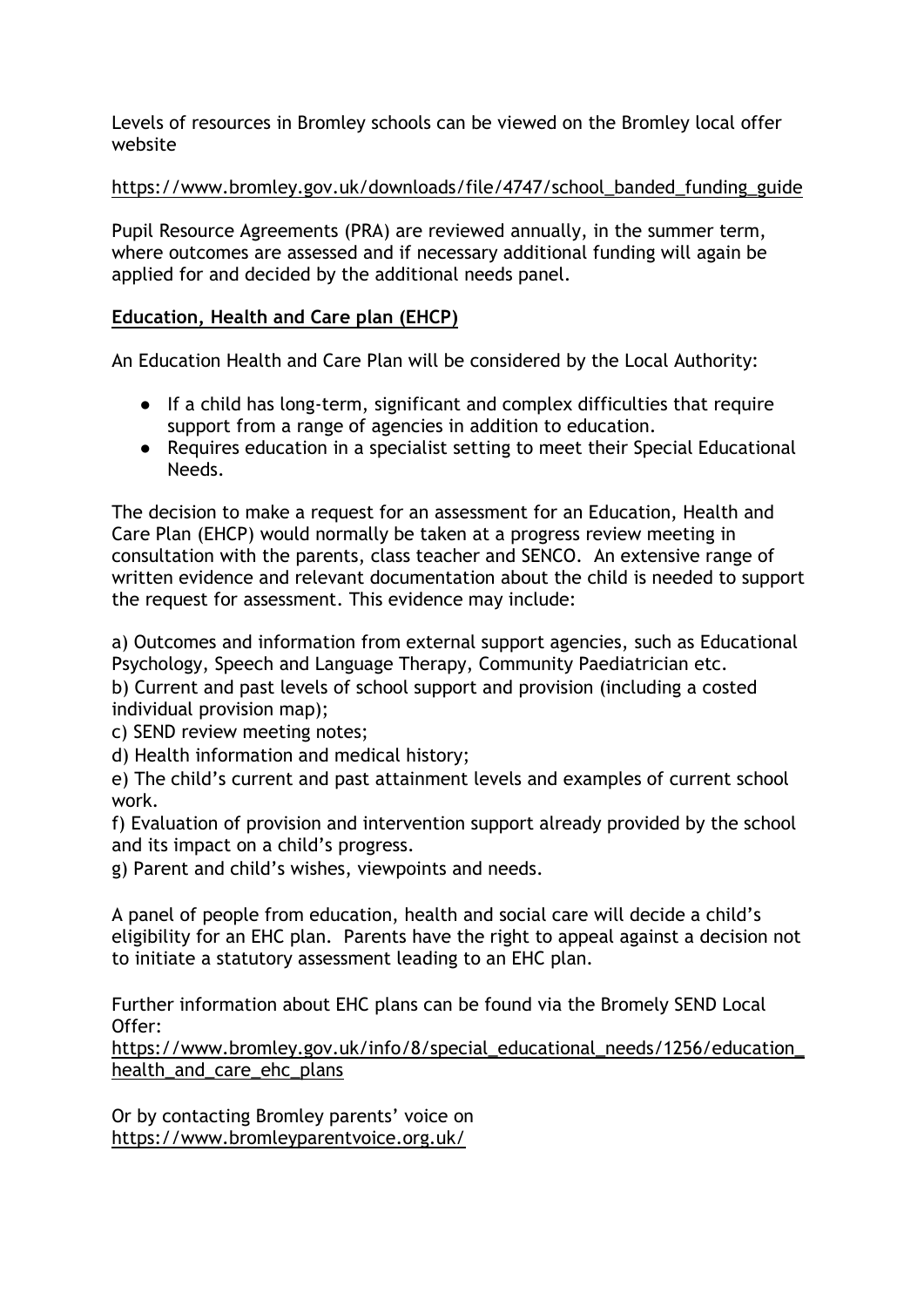Levels of resources in Bromley schools can be viewed on the Bromley local offer website

https://www.bromley.gov.uk/downloads/file/4747/school_banded_funding_guide

Pupil Resource Agreements (PRA) are reviewed annually, in the summer term, where outcomes are assessed and if necessary additional funding will again be applied for and decided by the additional needs panel.

**Education, Health and Care plan (EHCP)**

An Education Health and Care Plan will be considered by the Local Authority:

- If a child has long-term, significant and complex difficulties that require support from a range of agencies in addition to education.
- Requires education in a specialist setting to meet their Special Educational Needs.

The decision to make a request for an assessment for an Education, Health and Care Plan (EHCP) would normally be taken at a progress review meeting in consultation with the parents, class teacher and SENCO. An extensive range of written evidence and relevant documentation about the child is needed to support the request for assessment. This evidence may include:

a) Outcomes and information from external support agencies, such as Educational Psychology, Speech and Language Therapy, Community Paediatrician etc.
b) Current and past levels of school support and provision (including a costed individual provision map);
c) SEND review meeting notes;
d) Health information and medical history;
e) The child's current and past attainment levels and examples of current school work.
f) Evaluation of provision and intervention support already provided by the school and its impact on a child's progress.
g) Parent and child's wishes, viewpoints and needs.

A panel of people from education, health and social care will decide a child's eligibility for an EHC plan. Parents have the right to appeal against a decision not to initiate a statutory assessment leading to an EHC plan.

Further information about EHC plans can be found via the Bromely SEND Local Offer:
https://www.bromley.gov.uk/info/8/special_educational_needs/1256/education_health_and_care_ehc_plans

Or by contacting Bromley parents' voice on
https://www.bromleyparentvoice.org.uk/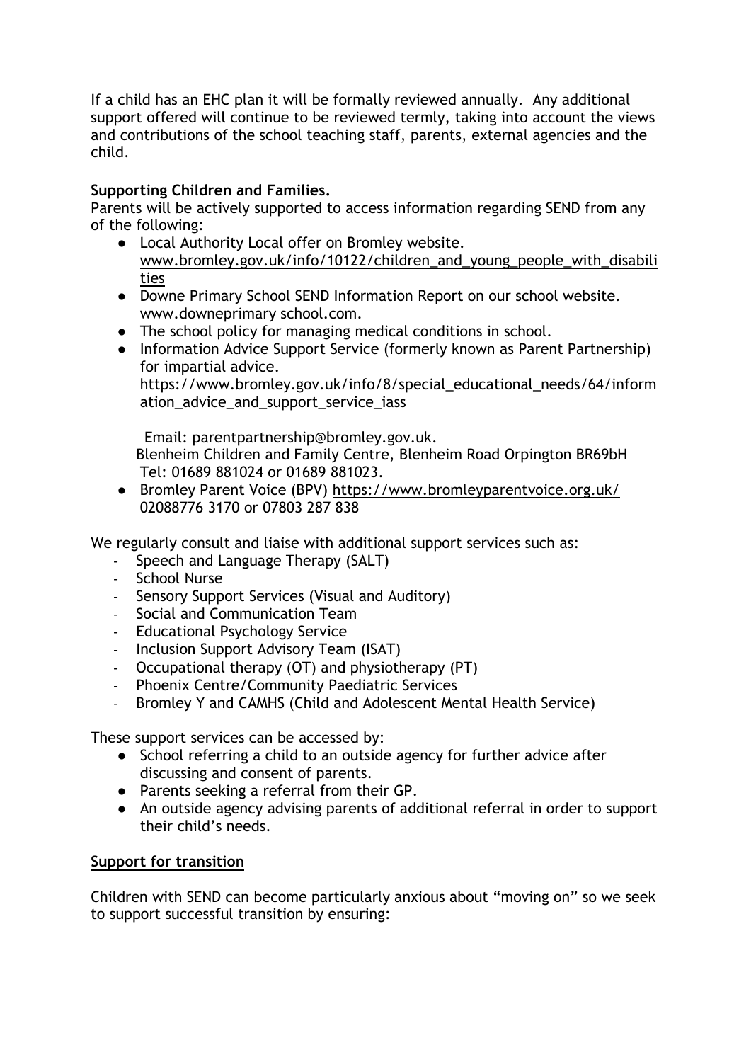If a child has an EHC plan it will be formally reviewed annually. Any additional support offered will continue to be reviewed termly, taking into account the views and contributions of the school teaching staff, parents, external agencies and the child.

**Supporting Children and Families.**

Parents will be actively supported to access information regarding SEND from any of the following:

- Local Authority Local offer on Bromley website. www.bromley.gov.uk/info/10122/children_and_young_people_with_disabilities
- Downe Primary School SEND Information Report on our school website. www.downeprimary school.com.
- The school policy for managing medical conditions in school.
- Information Advice Support Service (formerly known as Parent Partnership) for impartial advice. https://www.bromley.gov.uk/info/8/special_educational_needs/64/information_advice_and_support_service_iass

  Email: parentpartnership@bromley.gov.uk.
  Blenheim Children and Family Centre, Blenheim Road Orpington BR69bH
  Tel: 01689 881024 or 01689 881023.
- Bromley Parent Voice (BPV) https://www.bromleyparentvoice.org.uk/ 02088776 3170 or 07803 287 838

We regularly consult and liaise with additional support services such as:

- Speech and Language Therapy (SALT)
- School Nurse
- Sensory Support Services (Visual and Auditory)
- Social and Communication Team
- Educational Psychology Service
- Inclusion Support Advisory Team (ISAT)
- Occupational therapy (OT) and physiotherapy (PT)
- Phoenix Centre/Community Paediatric Services
- Bromley Y and CAMHS (Child and Adolescent Mental Health Service)

These support services can be accessed by:

- School referring a child to an outside agency for further advice after discussing and consent of parents.
- Parents seeking a referral from their GP.
- An outside agency advising parents of additional referral in order to support their child's needs.

**Support for transition**

Children with SEND can become particularly anxious about "moving on" so we seek to support successful transition by ensuring: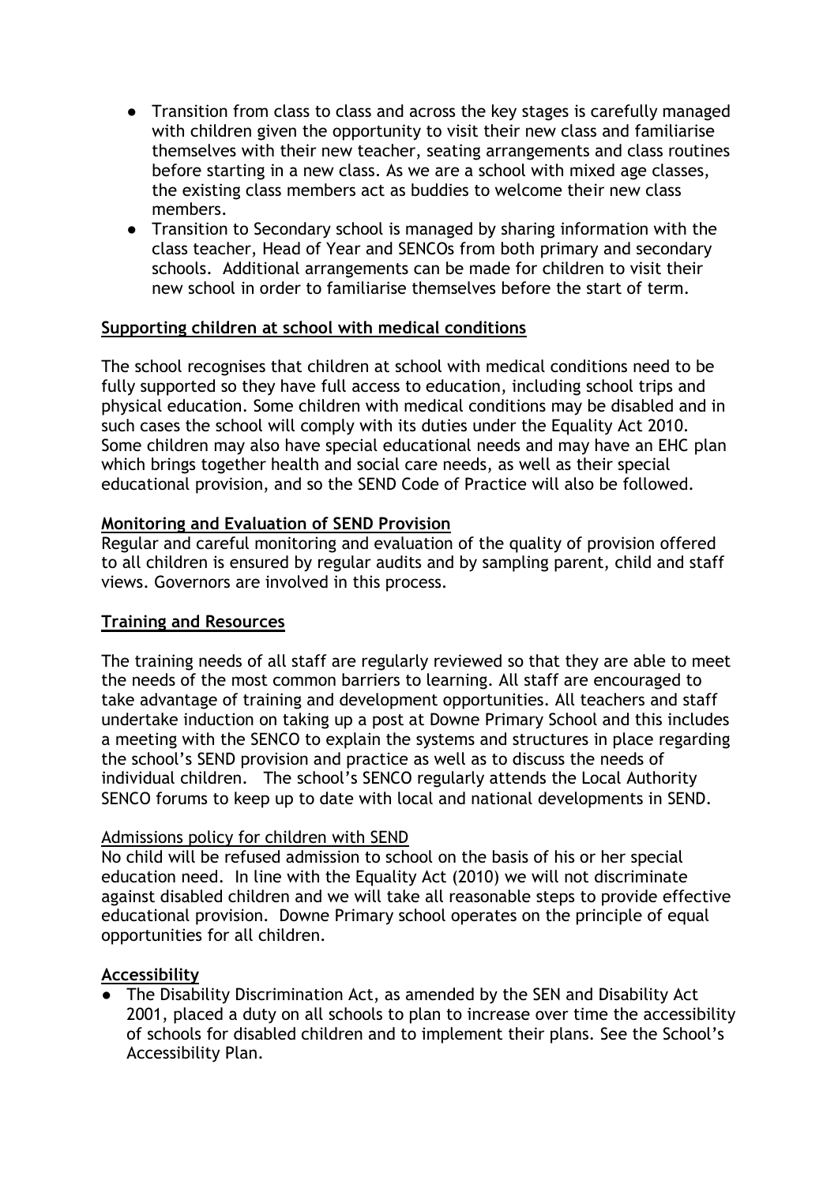- Transition from class to class and across the key stages is carefully managed with children given the opportunity to visit their new class and familiarise themselves with their new teacher, seating arrangements and class routines before starting in a new class. As we are a school with mixed age classes, the existing class members act as buddies to welcome their new class members.
- Transition to Secondary school is managed by sharing information with the class teacher, Head of Year and SENCOs from both primary and secondary schools. Additional arrangements can be made for children to visit their new school in order to familiarise themselves before the start of term.

## Supporting children at school with medical conditions

The school recognises that children at school with medical conditions need to be fully supported so they have full access to education, including school trips and physical education. Some children with medical conditions may be disabled and in such cases the school will comply with its duties under the Equality Act 2010. Some children may also have special educational needs and may have an EHC plan which brings together health and social care needs, as well as their special educational provision, and so the SEND Code of Practice will also be followed.

## Monitoring and Evaluation of SEND Provision

Regular and careful monitoring and evaluation of the quality of provision offered to all children is ensured by regular audits and by sampling parent, child and staff views. Governors are involved in this process.

## Training and Resources

The training needs of all staff are regularly reviewed so that they are able to meet the needs of the most common barriers to learning. All staff are encouraged to take advantage of training and development opportunities. All teachers and staff undertake induction on taking up a post at Downe Primary School and this includes a meeting with the SENCO to explain the systems and structures in place regarding the school's SEND provision and practice as well as to discuss the needs of individual children. The school's SENCO regularly attends the Local Authority SENCO forums to keep up to date with local and national developments in SEND.

### Admissions policy for children with SEND

No child will be refused admission to school on the basis of his or her special education need. In line with the Equality Act (2010) we will not discriminate against disabled children and we will take all reasonable steps to provide effective educational provision. Downe Primary school operates on the principle of equal opportunities for all children.

## Accessibility

- The Disability Discrimination Act, as amended by the SEN and Disability Act 2001, placed a duty on all schools to plan to increase over time the accessibility of schools for disabled children and to implement their plans. See the School's Accessibility Plan.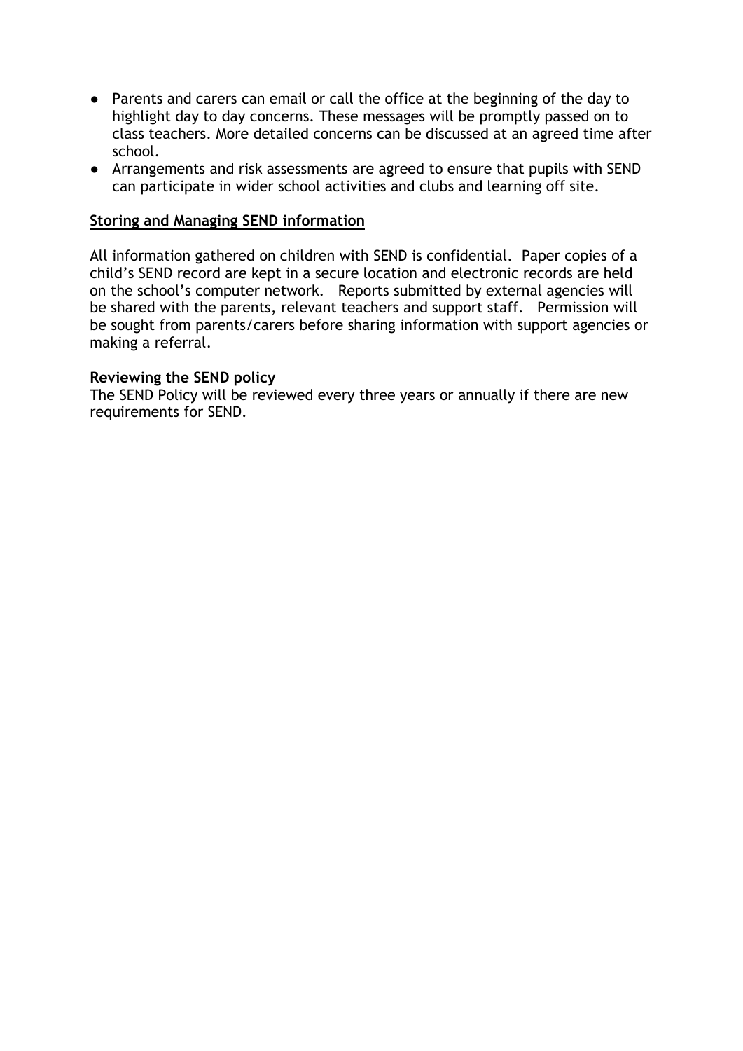- Parents and carers can email or call the office at the beginning of the day to highlight day to day concerns. These messages will be promptly passed on to class teachers. More detailed concerns can be discussed at an agreed time after school.
- Arrangements and risk assessments are agreed to ensure that pupils with SEND can participate in wider school activities and clubs and learning off site.

**Storing and Managing SEND information**

All information gathered on children with SEND is confidential. Paper copies of a child's SEND record are kept in a secure location and electronic records are held on the school's computer network. Reports submitted by external agencies will be shared with the parents, relevant teachers and support staff. Permission will be sought from parents/carers before sharing information with support agencies or making a referral.

**Reviewing the SEND policy**

The SEND Policy will be reviewed every three years or annually if there are new requirements for SEND.